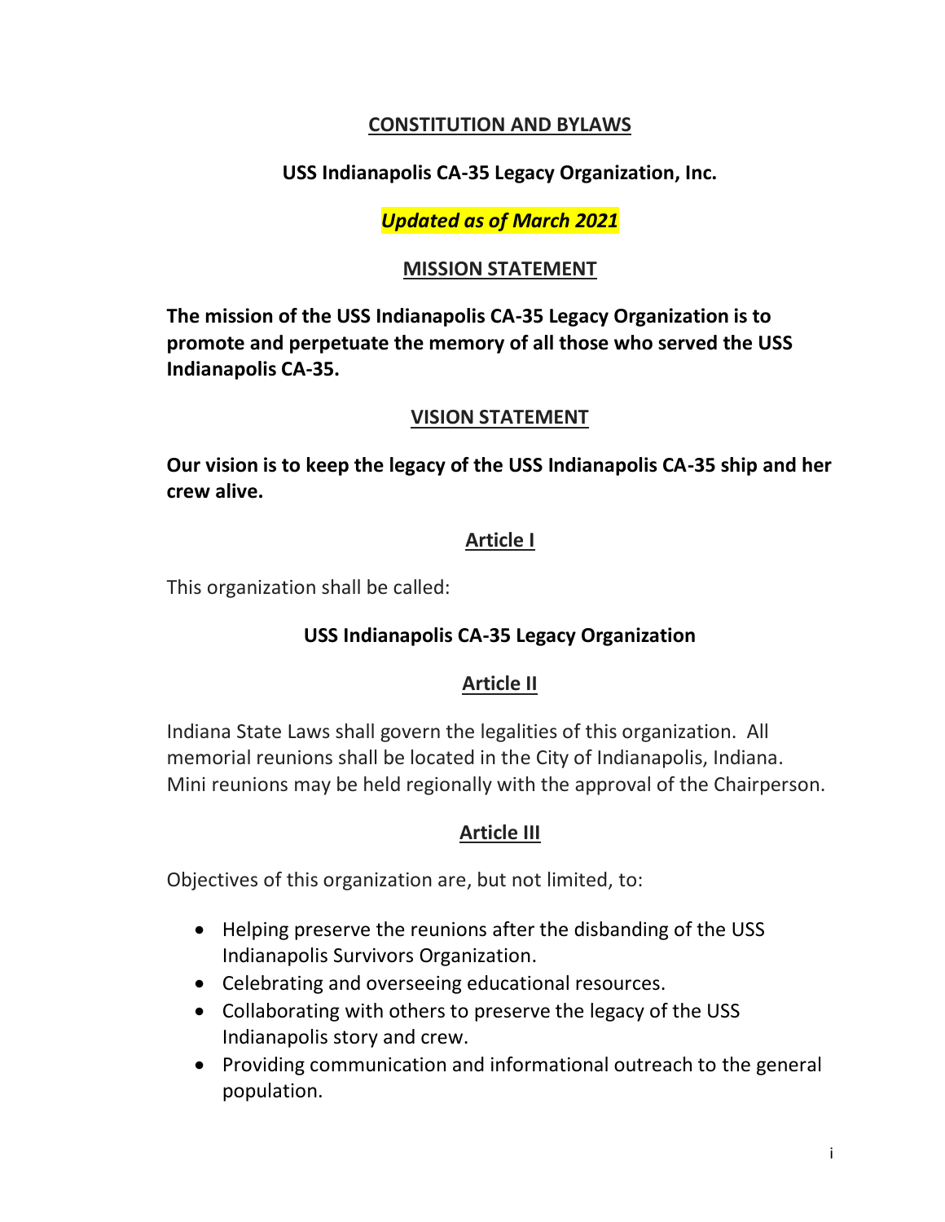# CONSTITUTION AND BYLAWS

## USS Indianapolis CA-35 Legacy Organization, Inc.

***Updated as of March 2021***

## MISSION STATEMENT

**The mission of the USS Indianapolis CA-35 Legacy Organization is to promote and perpetuate the memory of all those who served the USS Indianapolis CA-35.**

## VISION STATEMENT

**Our vision is to keep the legacy of the USS Indianapolis CA-35 ship and her crew alive.**

## Article I

This organization shall be called:

**USS Indianapolis CA-35 Legacy Organization**

## Article II

Indiana State Laws shall govern the legalities of this organization. All memorial reunions shall be located in the City of Indianapolis, Indiana. Mini reunions may be held regionally with the approval of the Chairperson.

## Article III

Objectives of this organization are, but not limited, to:

- Helping preserve the reunions after the disbanding of the USS Indianapolis Survivors Organization.
- Celebrating and overseeing educational resources.
- Collaborating with others to preserve the legacy of the USS Indianapolis story and crew.
- Providing communication and informational outreach to the general population.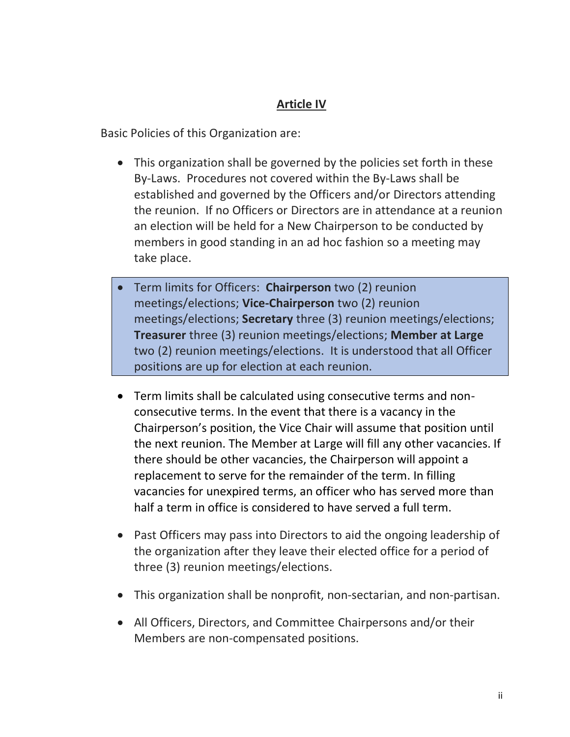## Article IV

Basic Policies of this Organization are:

- This organization shall be governed by the policies set forth in these By-Laws. Procedures not covered within the By-Laws shall be established and governed by the Officers and/or Directors attending the reunion. If no Officers or Directors are in attendance at a reunion an election will be held for a New Chairperson to be conducted by members in good standing in an ad hoc fashion so a meeting may take place.

- Term limits for Officers: **Chairperson** two (2) reunion meetings/elections; **Vice-Chairperson** two (2) reunion meetings/elections; **Secretary** three (3) reunion meetings/elections; **Treasurer** three (3) reunion meetings/elections; **Member at Large** two (2) reunion meetings/elections. It is understood that all Officer positions are up for election at each reunion.

- Term limits shall be calculated using consecutive terms and non-consecutive terms. In the event that there is a vacancy in the Chairperson's position, the Vice Chair will assume that position until the next reunion. The Member at Large will fill any other vacancies. If there should be other vacancies, the Chairperson will appoint a replacement to serve for the remainder of the term. In filling vacancies for unexpired terms, an officer who has served more than half a term in office is considered to have served a full term.

- Past Officers may pass into Directors to aid the ongoing leadership of the organization after they leave their elected office for a period of three (3) reunion meetings/elections.

- This organization shall be nonprofit, non-sectarian, and non-partisan.

- All Officers, Directors, and Committee Chairpersons and/or their Members are non-compensated positions.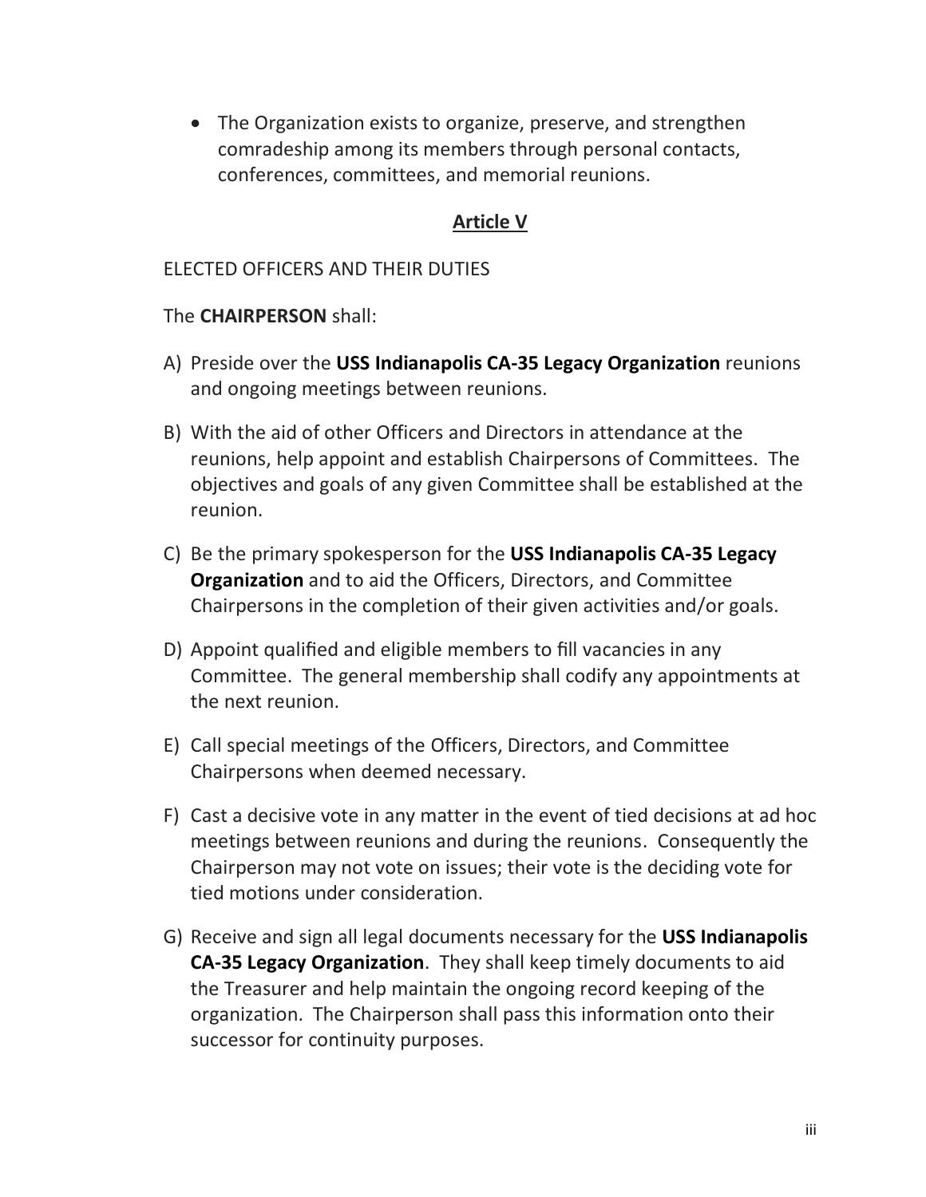- The Organization exists to organize, preserve, and strengthen comradeship among its members through personal contacts, conferences, committees, and memorial reunions.

## Article V

ELECTED OFFICERS AND THEIR DUTIES

The **CHAIRPERSON** shall:

A) Preside over the **USS Indianapolis CA-35 Legacy Organization** reunions and ongoing meetings between reunions.

B) With the aid of other Officers and Directors in attendance at the reunions, help appoint and establish Chairpersons of Committees. The objectives and goals of any given Committee shall be established at the reunion.

C) Be the primary spokesperson for the **USS Indianapolis CA-35 Legacy Organization** and to aid the Officers, Directors, and Committee Chairpersons in the completion of their given activities and/or goals.

D) Appoint qualified and eligible members to fill vacancies in any Committee. The general membership shall codify any appointments at the next reunion.

E) Call special meetings of the Officers, Directors, and Committee Chairpersons when deemed necessary.

F) Cast a decisive vote in any matter in the event of tied decisions at ad hoc meetings between reunions and during the reunions. Consequently the Chairperson may not vote on issues; their vote is the deciding vote for tied motions under consideration.

G) Receive and sign all legal documents necessary for the **USS Indianapolis CA-35 Legacy Organization**. They shall keep timely documents to aid the Treasurer and help maintain the ongoing record keeping of the organization. The Chairperson shall pass this information onto their successor for continuity purposes.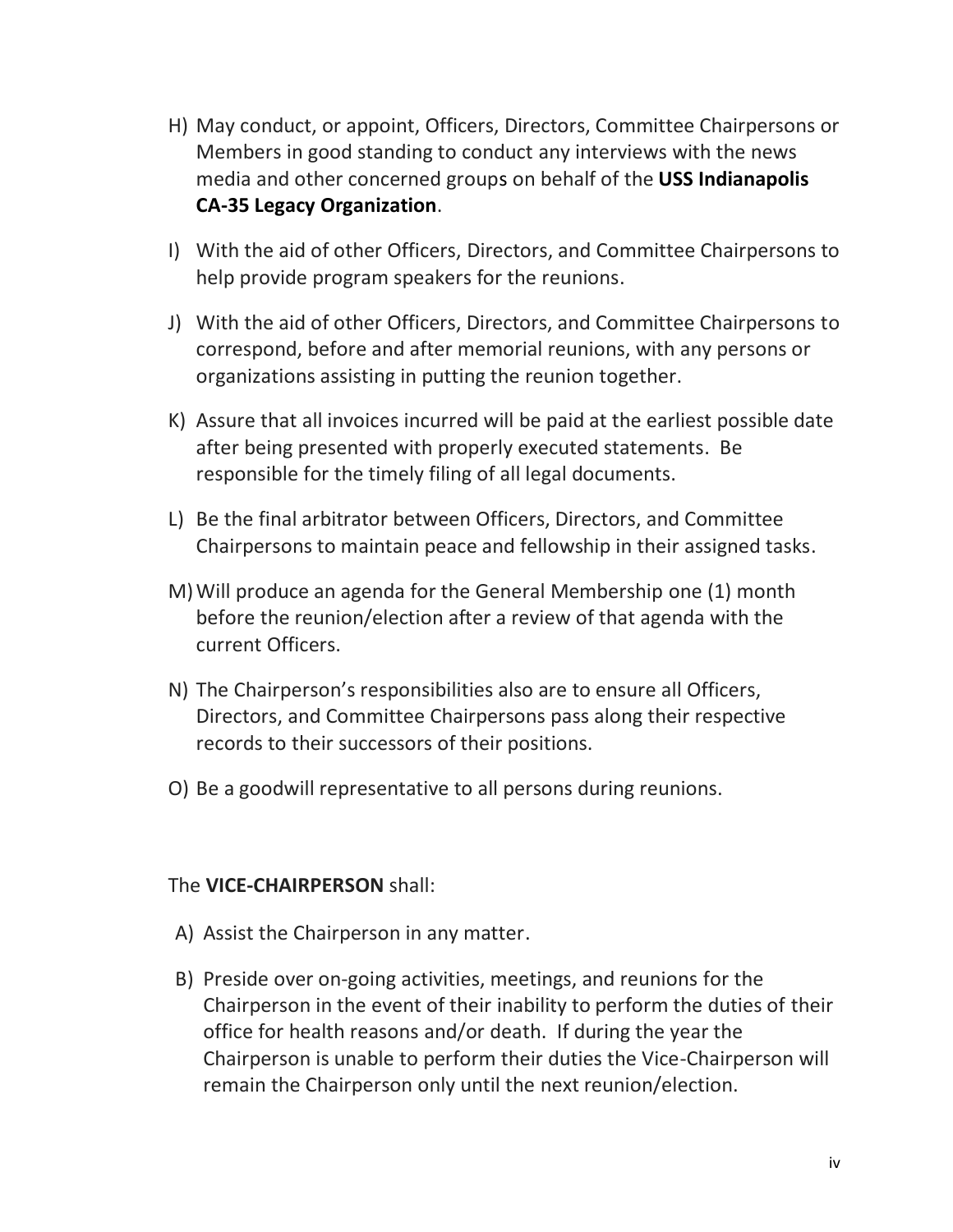H) May conduct, or appoint, Officers, Directors, Committee Chairpersons or Members in good standing to conduct any interviews with the news media and other concerned groups on behalf of the **USS Indianapolis CA-35 Legacy Organization**.

I) With the aid of other Officers, Directors, and Committee Chairpersons to help provide program speakers for the reunions.

J) With the aid of other Officers, Directors, and Committee Chairpersons to correspond, before and after memorial reunions, with any persons or organizations assisting in putting the reunion together.

K) Assure that all invoices incurred will be paid at the earliest possible date after being presented with properly executed statements. Be responsible for the timely filing of all legal documents.

L) Be the final arbitrator between Officers, Directors, and Committee Chairpersons to maintain peace and fellowship in their assigned tasks.

M) Will produce an agenda for the General Membership one (1) month before the reunion/election after a review of that agenda with the current Officers.

N) The Chairperson's responsibilities also are to ensure all Officers, Directors, and Committee Chairpersons pass along their respective records to their successors of their positions.

O) Be a goodwill representative to all persons during reunions.

The **VICE-CHAIRPERSON** shall:

A) Assist the Chairperson in any matter.

B) Preside over on-going activities, meetings, and reunions for the Chairperson in the event of their inability to perform the duties of their office for health reasons and/or death. If during the year the Chairperson is unable to perform their duties the Vice-Chairperson will remain the Chairperson only until the next reunion/election.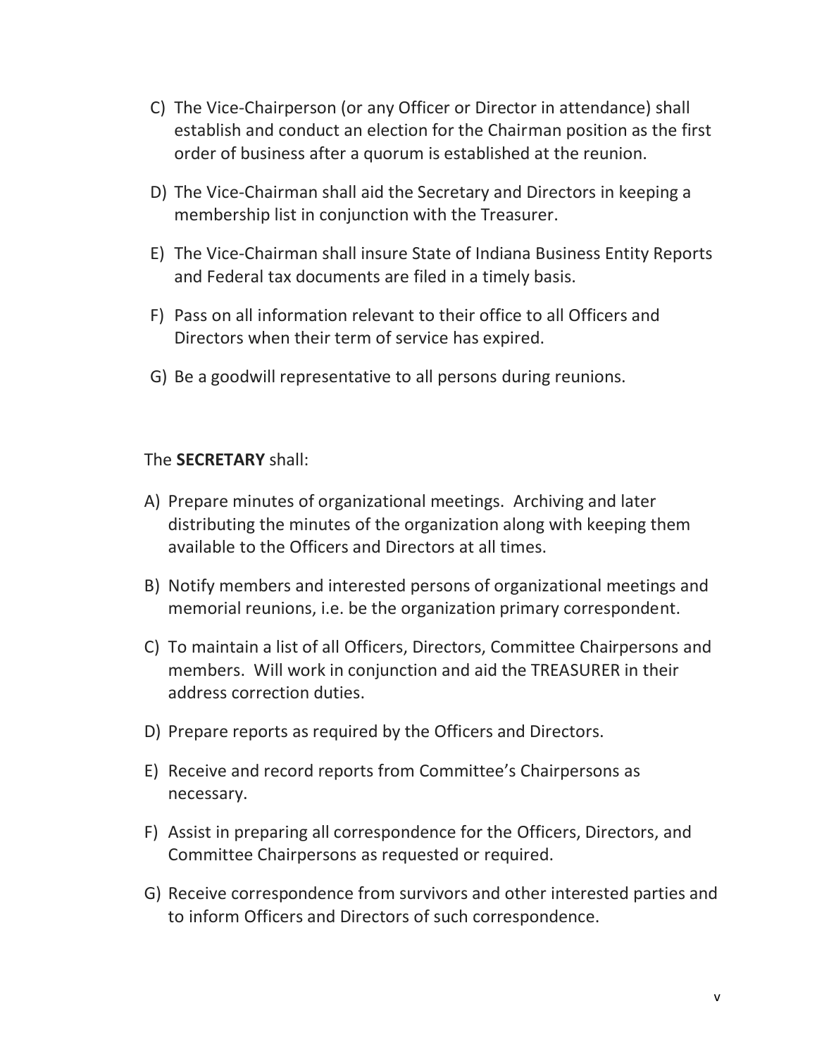C) The Vice-Chairperson (or any Officer or Director in attendance) shall establish and conduct an election for the Chairman position as the first order of business after a quorum is established at the reunion.

D) The Vice-Chairman shall aid the Secretary and Directors in keeping a membership list in conjunction with the Treasurer.

E) The Vice-Chairman shall insure State of Indiana Business Entity Reports and Federal tax documents are filed in a timely basis.

F) Pass on all information relevant to their office to all Officers and Directors when their term of service has expired.

G) Be a goodwill representative to all persons during reunions.

The **SECRETARY** shall:

A) Prepare minutes of organizational meetings. Archiving and later distributing the minutes of the organization along with keeping them available to the Officers and Directors at all times.

B) Notify members and interested persons of organizational meetings and memorial reunions, i.e. be the organization primary correspondent.

C) To maintain a list of all Officers, Directors, Committee Chairpersons and members. Will work in conjunction and aid the TREASURER in their address correction duties.

D) Prepare reports as required by the Officers and Directors.

E) Receive and record reports from Committee's Chairpersons as necessary.

F) Assist in preparing all correspondence for the Officers, Directors, and Committee Chairpersons as requested or required.

G) Receive correspondence from survivors and other interested parties and to inform Officers and Directors of such correspondence.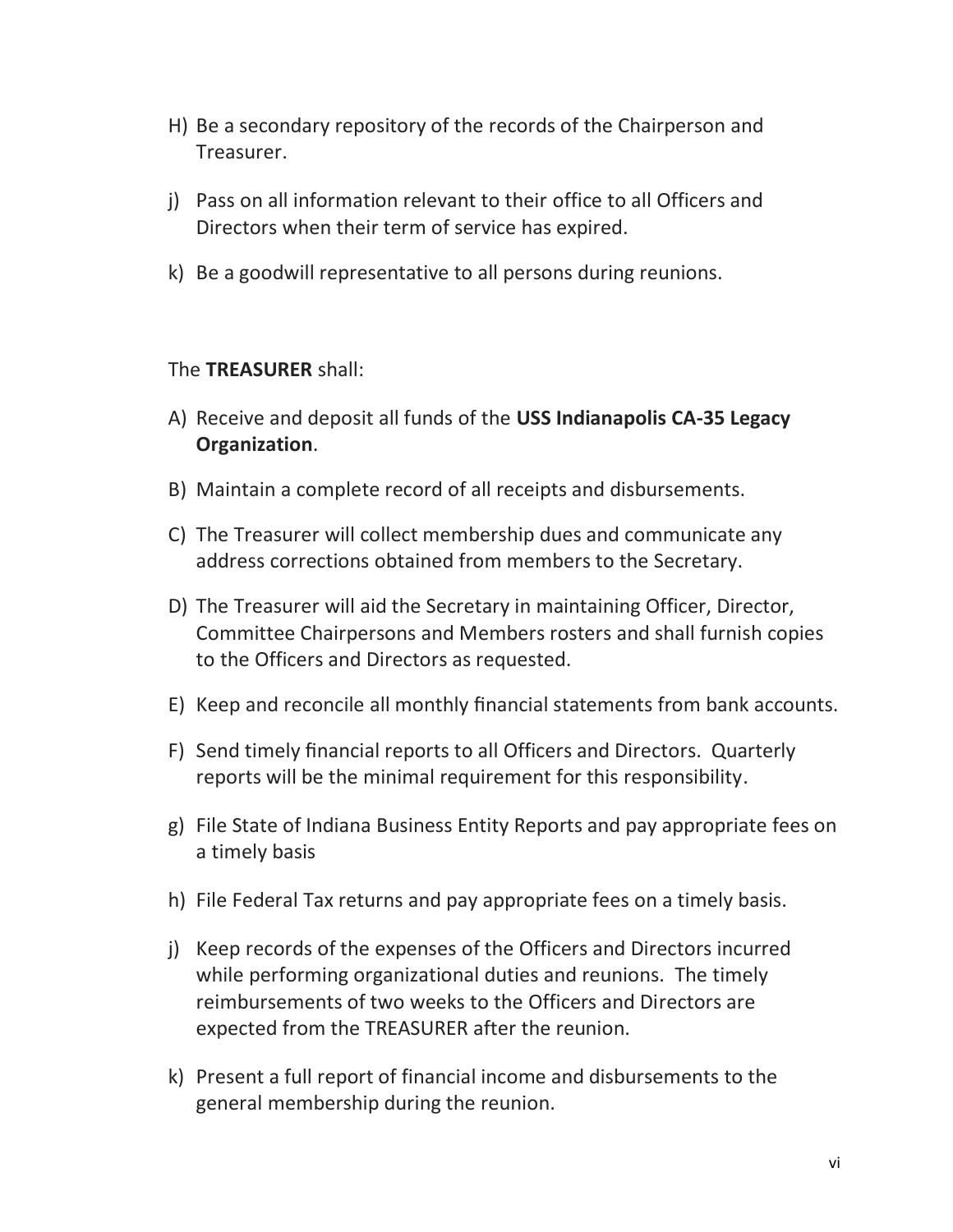H) Be a secondary repository of the records of the Chairperson and Treasurer.

j) Pass on all information relevant to their office to all Officers and Directors when their term of service has expired.

k) Be a goodwill representative to all persons during reunions.

The **TREASURER** shall:

A) Receive and deposit all funds of the **USS Indianapolis CA-35 Legacy Organization**.

B) Maintain a complete record of all receipts and disbursements.

C) The Treasurer will collect membership dues and communicate any address corrections obtained from members to the Secretary.

D) The Treasurer will aid the Secretary in maintaining Officer, Director, Committee Chairpersons and Members rosters and shall furnish copies to the Officers and Directors as requested.

E) Keep and reconcile all monthly financial statements from bank accounts.

F) Send timely financial reports to all Officers and Directors. Quarterly reports will be the minimal requirement for this responsibility.

g) File State of Indiana Business Entity Reports and pay appropriate fees on a timely basis

h) File Federal Tax returns and pay appropriate fees on a timely basis.

j) Keep records of the expenses of the Officers and Directors incurred while performing organizational duties and reunions. The timely reimbursements of two weeks to the Officers and Directors are expected from the TREASURER after the reunion.

k) Present a full report of financial income and disbursements to the general membership during the reunion.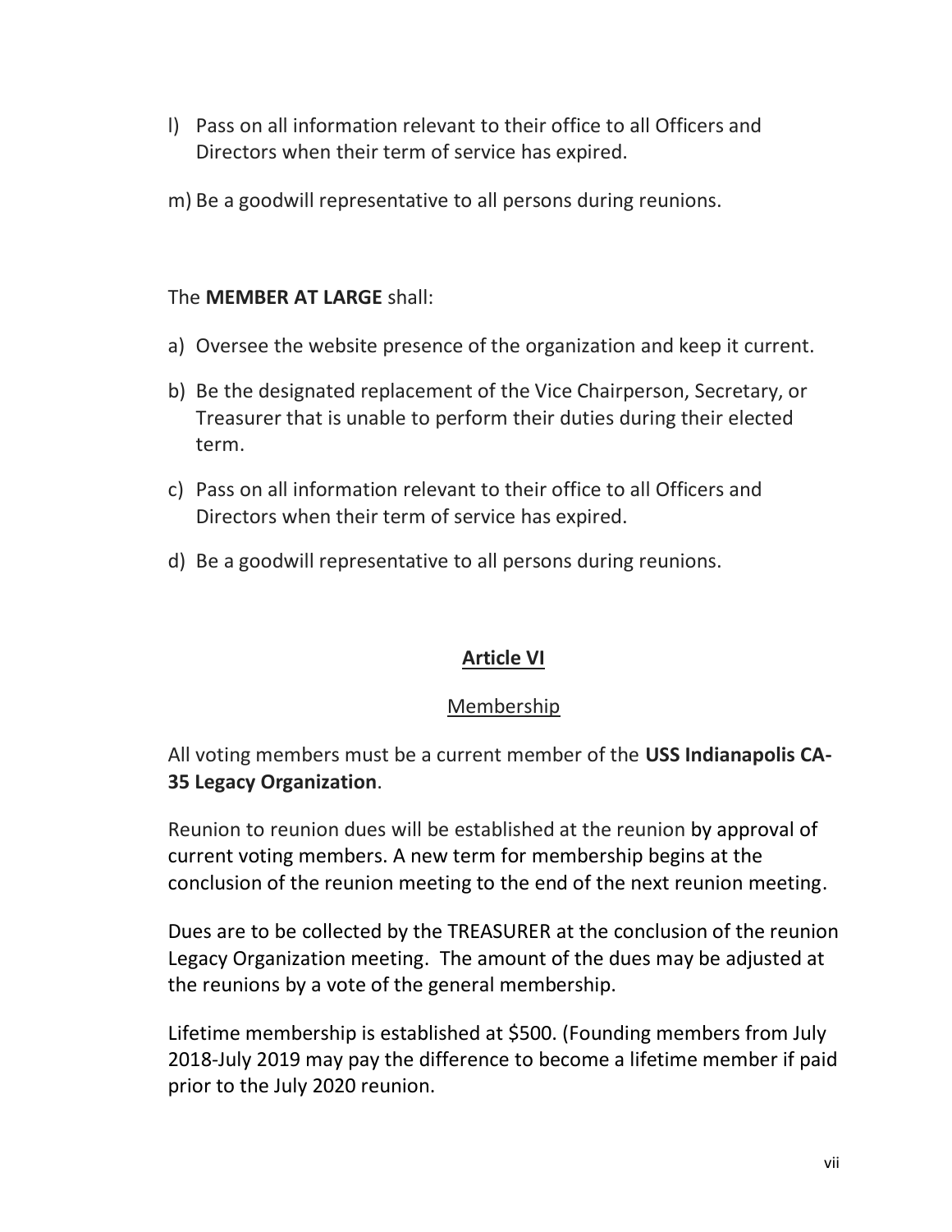l) Pass on all information relevant to their office to all Officers and Directors when their term of service has expired.

m) Be a goodwill representative to all persons during reunions.

The **MEMBER AT LARGE** shall:

a) Oversee the website presence of the organization and keep it current.

b) Be the designated replacement of the Vice Chairperson, Secretary, or Treasurer that is unable to perform their duties during their elected term.

c) Pass on all information relevant to their office to all Officers and Directors when their term of service has expired.

d) Be a goodwill representative to all persons during reunions.

## **Article VI**

### Membership

All voting members must be a current member of the **USS Indianapolis CA-35 Legacy Organization**.

Reunion to reunion dues will be established at the reunion by approval of current voting members. A new term for membership begins at the conclusion of the reunion meeting to the end of the next reunion meeting.

Dues are to be collected by the TREASURER at the conclusion of the reunion Legacy Organization meeting. The amount of the dues may be adjusted at the reunions by a vote of the general membership.

Lifetime membership is established at $500. (Founding members from July 2018-July 2019 may pay the difference to become a lifetime member if paid prior to the July 2020 reunion.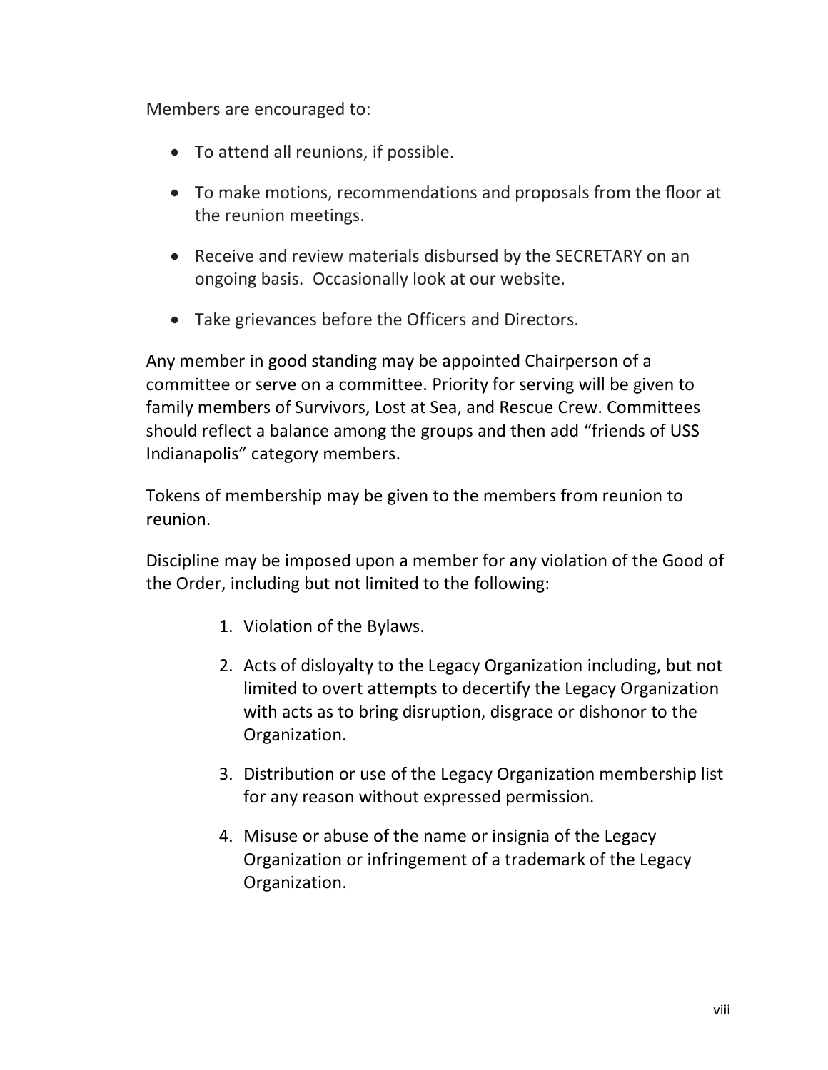Members are encouraged to:

- To attend all reunions, if possible.
- To make motions, recommendations and proposals from the floor at the reunion meetings.
- Receive and review materials disbursed by the SECRETARY on an ongoing basis. Occasionally look at our website.
- Take grievances before the Officers and Directors.

Any member in good standing may be appointed Chairperson of a committee or serve on a committee. Priority for serving will be given to family members of Survivors, Lost at Sea, and Rescue Crew. Committees should reflect a balance among the groups and then add "friends of USS Indianapolis" category members.

Tokens of membership may be given to the members from reunion to reunion.

Discipline may be imposed upon a member for any violation of the Good of the Order, including but not limited to the following:

1. Violation of the Bylaws.
2. Acts of disloyalty to the Legacy Organization including, but not limited to overt attempts to decertify the Legacy Organization with acts as to bring disruption, disgrace or dishonor to the Organization.
3. Distribution or use of the Legacy Organization membership list for any reason without expressed permission.
4. Misuse or abuse of the name or insignia of the Legacy Organization or infringement of a trademark of the Legacy Organization.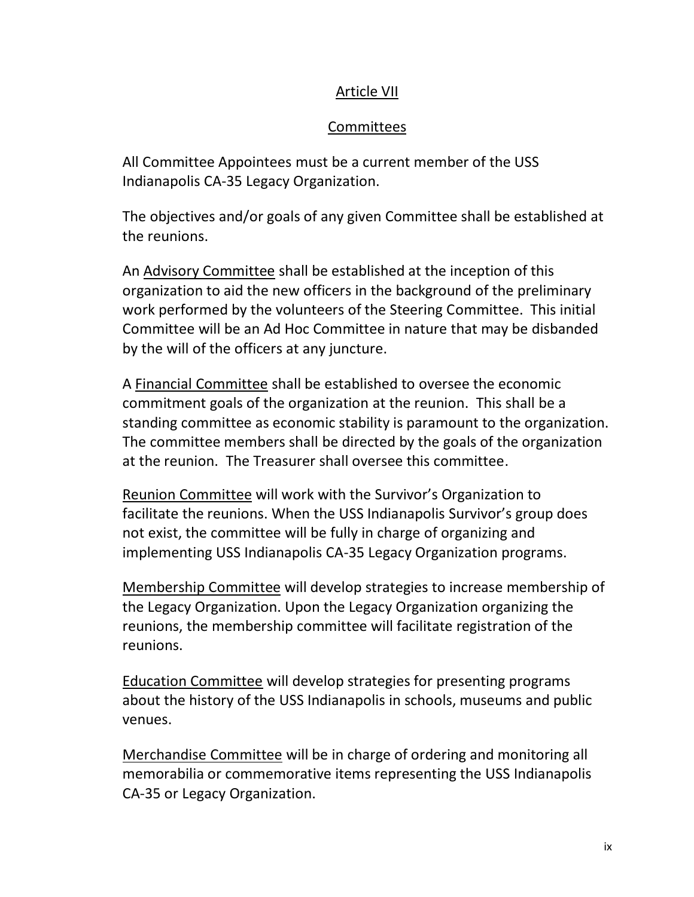## Article VII

## Committees

All Committee Appointees must be a current member of the USS Indianapolis CA-35 Legacy Organization.

The objectives and/or goals of any given Committee shall be established at the reunions.

An Advisory Committee shall be established at the inception of this organization to aid the new officers in the background of the preliminary work performed by the volunteers of the Steering Committee. This initial Committee will be an Ad Hoc Committee in nature that may be disbanded by the will of the officers at any juncture.

A Financial Committee shall be established to oversee the economic commitment goals of the organization at the reunion. This shall be a standing committee as economic stability is paramount to the organization. The committee members shall be directed by the goals of the organization at the reunion. The Treasurer shall oversee this committee.

Reunion Committee will work with the Survivor's Organization to facilitate the reunions. When the USS Indianapolis Survivor's group does not exist, the committee will be fully in charge of organizing and implementing USS Indianapolis CA-35 Legacy Organization programs.

Membership Committee will develop strategies to increase membership of the Legacy Organization. Upon the Legacy Organization organizing the reunions, the membership committee will facilitate registration of the reunions.

Education Committee will develop strategies for presenting programs about the history of the USS Indianapolis in schools, museums and public venues.

Merchandise Committee will be in charge of ordering and monitoring all memorabilia or commemorative items representing the USS Indianapolis CA-35 or Legacy Organization.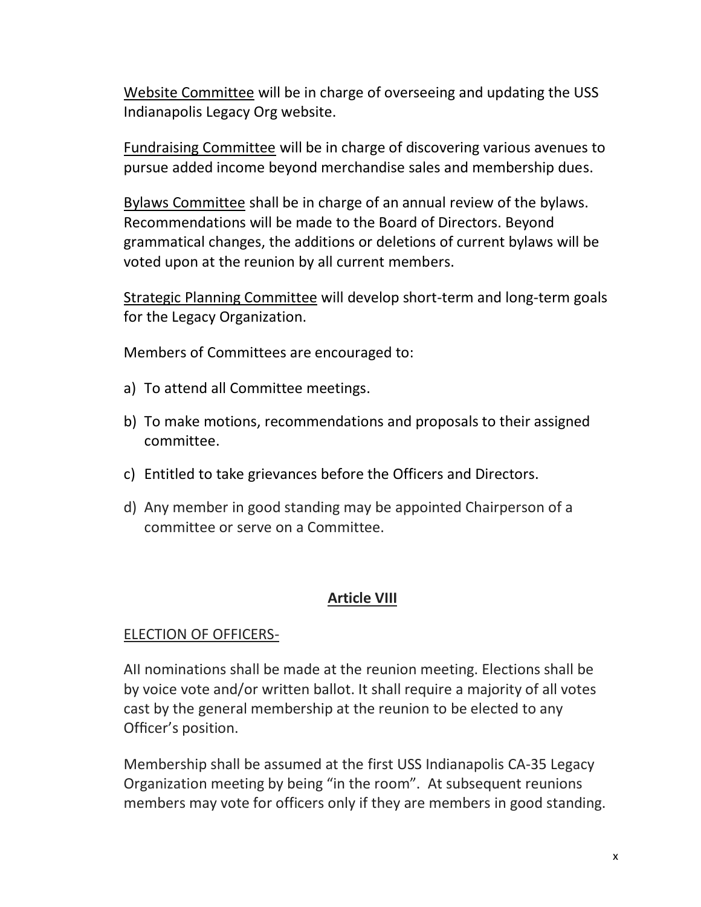<u>Website Committee</u> will be in charge of overseeing and updating the USS Indianapolis Legacy Org website.

<u>Fundraising Committee</u> will be in charge of discovering various avenues to pursue added income beyond merchandise sales and membership dues.

<u>Bylaws Committee</u> shall be in charge of an annual review of the bylaws. Recommendations will be made to the Board of Directors. Beyond grammatical changes, the additions or deletions of current bylaws will be voted upon at the reunion by all current members.

<u>Strategic Planning Committee</u> will develop short-term and long-term goals for the Legacy Organization.

Members of Committees are encouraged to:

a) To attend all Committee meetings.

b) To make motions, recommendations and proposals to their assigned committee.

c) Entitled to take grievances before the Officers and Directors.

d) Any member in good standing may be appointed Chairperson of a committee or serve on a Committee.

## **<u>Article VIII</u>**

<u>ELECTION OF OFFICERS-</u>

AII nominations shall be made at the reunion meeting. Elections shall be by voice vote and/or written ballot. It shall require a majority of all votes cast by the general membership at the reunion to be elected to any Officer's position.

Membership shall be assumed at the first USS Indianapolis CA-35 Legacy Organization meeting by being "in the room". At subsequent reunions members may vote for officers only if they are members in good standing.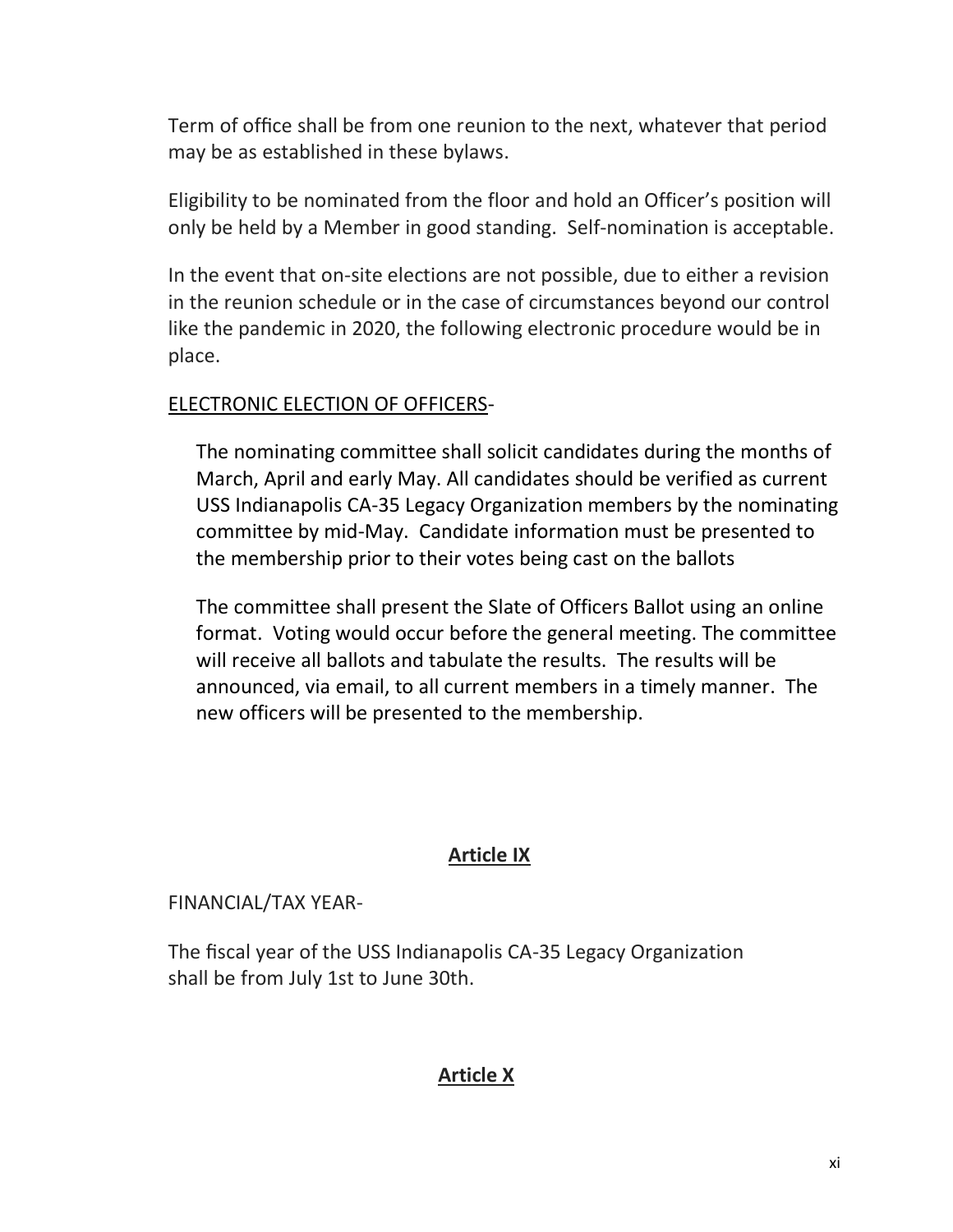Term of office shall be from one reunion to the next, whatever that period may be as established in these bylaws.

Eligibility to be nominated from the floor and hold an Officer's position will only be held by a Member in good standing. Self-nomination is acceptable.

In the event that on-site elections are not possible, due to either a revision in the reunion schedule or in the case of circumstances beyond our control like the pandemic in 2020, the following electronic procedure would be in place.

<u>ELECTRONIC ELECTION OF OFFICERS</u>-

> The nominating committee shall solicit candidates during the months of March, April and early May. All candidates should be verified as current USS Indianapolis CA-35 Legacy Organization members by the nominating committee by mid-May. Candidate information must be presented to the membership prior to their votes being cast on the ballots
>
> The committee shall present the Slate of Officers Ballot using an online format. Voting would occur before the general meeting. The committee will receive all ballots and tabulate the results. The results will be announced, via email, to all current members in a timely manner. The new officers will be presented to the membership.

## **Article IX**

FINANCIAL/TAX YEAR-

The fiscal year of the USS Indianapolis CA-35 Legacy Organization shall be from July 1st to June 30th.

## **Article X**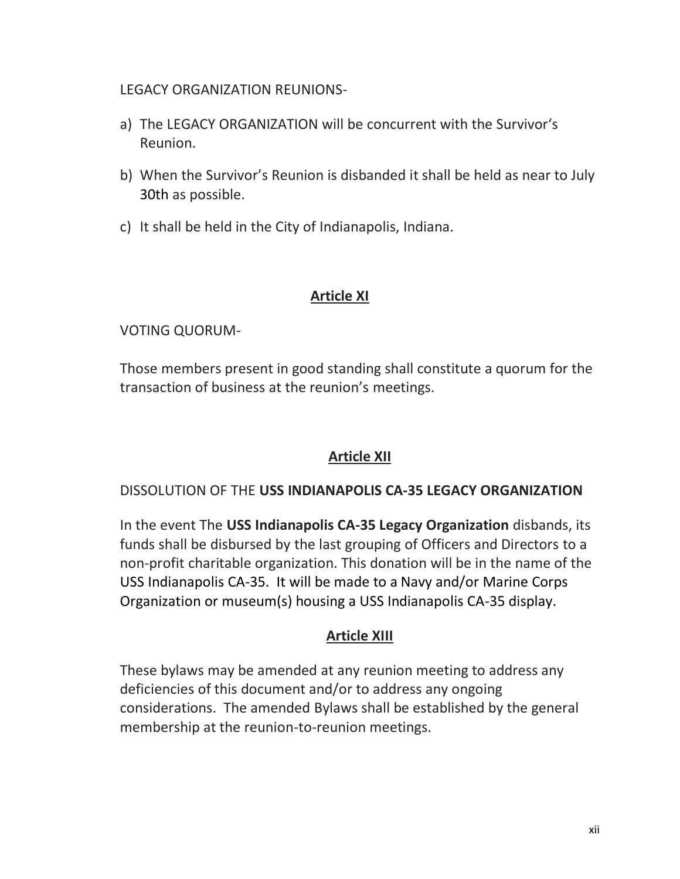LEGACY ORGANIZATION REUNIONS-

a) The LEGACY ORGANIZATION will be concurrent with the Survivor's Reunion.
b) When the Survivor's Reunion is disbanded it shall be held as near to July 30th as possible.
c) It shall be held in the City of Indianapolis, Indiana.

## Article XI

VOTING QUORUM-

Those members present in good standing shall constitute a quorum for the transaction of business at the reunion's meetings.

## Article XII

DISSOLUTION OF THE **USS INDIANAPOLIS CA-35 LEGACY ORGANIZATION**

In the event The **USS Indianapolis CA-35 Legacy Organization** disbands, its funds shall be disbursed by the last grouping of Officers and Directors to a non-profit charitable organization. This donation will be in the name of the USS Indianapolis CA-35. It will be made to a Navy and/or Marine Corps Organization or museum(s) housing a USS Indianapolis CA-35 display.

## Article XIII

These bylaws may be amended at any reunion meeting to address any deficiencies of this document and/or to address any ongoing considerations. The amended Bylaws shall be established by the general membership at the reunion-to-reunion meetings.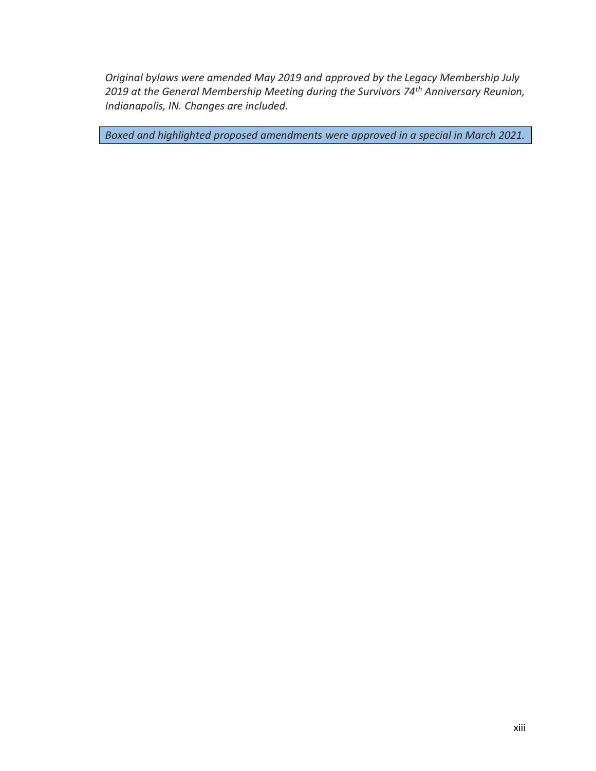*Original bylaws were amended May 2019 and approved by the Legacy Membership July 2019 at the General Membership Meeting during the Survivors 74th Anniversary Reunion, Indianapolis, IN. Changes are included.*

*Boxed and highlighted proposed amendments were approved in a special in March 2021.*